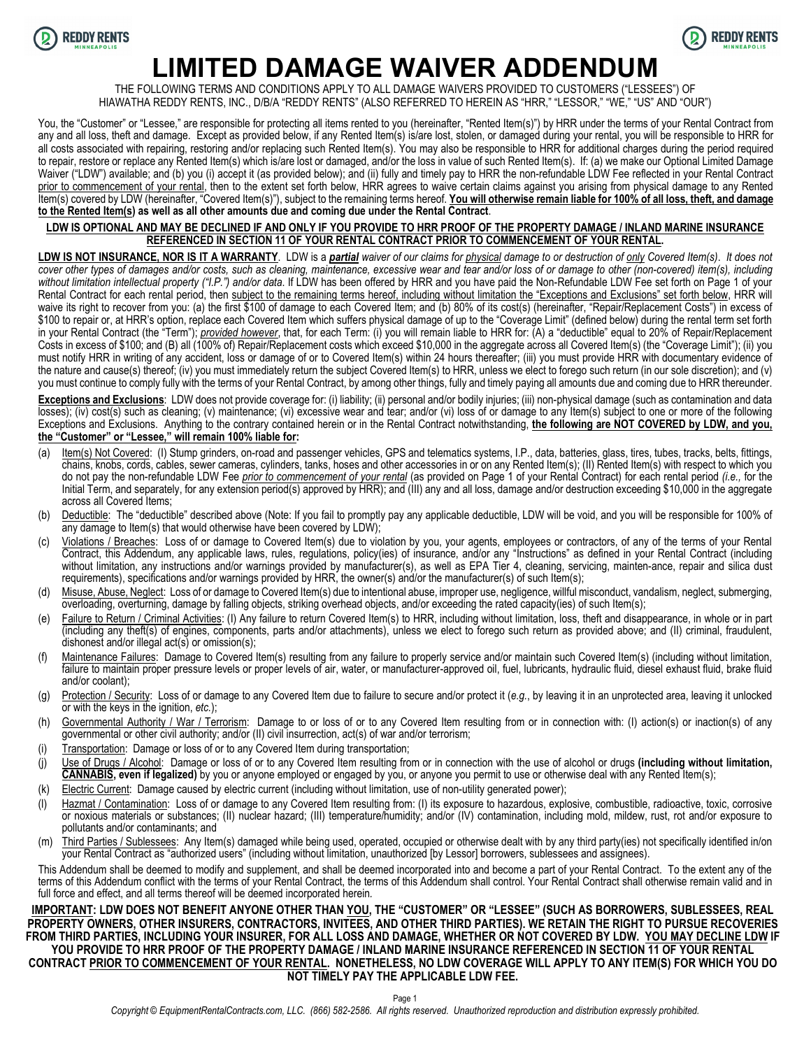# LIMITED DAMAGE WAIVER ADDENDUM

THE FOLLOWING TERMS AND CONDITIONS APPLY TO ALL DAMAGE WAIVERS PROVIDED TO CUSTOMERS ("LESSEES") OF HIAWATHA REDDY RENTS, INC., D/B/A "REDDY RENTS" (ALSO REFERRED TO HEREIN AS "HRR," "LESSOR," "WE," "US" AND "OUR")

You, the "Customer" or "Lessee," are responsible for protecting all items rented to you (hereinafter, "Rented Item(s)") by HRR under the terms of your Rental Contract from any and all loss, theft and damage. Except as provided below, if any Rented Item(s) is/are lost, stolen, or damaged during your rental, you will be responsible to HRR for all costs associated with repairing, restoring and/or replacing such Rented Item(s). You may also be responsible to HRR for additional charges during the period required to repair, restore or replace any Rented Item(s) which is/are lost or damaged, and/or the loss in value of such Rented Item(s). If: (a) we make our Optional Limited Damage Waiver ("LDW") available; and (b) you (i) accept it (as provided below); and (ii) fully and timely pay to HRR the non-refundable LDW Fee reflected in your Rental Contract <u>prior to commencement of your rental</u>, then to the extent set forth below, HRR agrees to waive certain claims against you arising from physical damage to any Rented Item(s) covered by LDW (hereinafter, "Covered Item(s)"), subject to the remaining terms hereof. **<u>You will otherwise remain liable for 100% of all loss, theft, and damage to the Rented Item(s)</u> as well as all other amounts due and coming due under the Rental Contract**.

**<u>LDW IS OPTIONAL AND MAY BE DECLINED IF AND ONLY IF YOU PROVIDE TO HRR PROOF OF THE PROPERTY DAMAGE / INLAND MARINE INSURANCE REFERENCED IN SECTION 11 OF YOUR RENTAL CONTRACT PRIOR TO COMMENCEMENT OF YOUR RENTAL.</u>**

**<u>LDW IS NOT INSURANCE, NOR IS IT A WARRANTY</u>**. *LDW is a* ***<u>partial</u>*** *waiver of our claims for <u>physical</u> damage to or destruction of <u>only</u> Covered Item(s). It does not cover other types of damages and/or costs, such as cleaning, maintenance, excessive wear and tear and/or loss of or damage to other (non-covered) item(s), including without limitation intellectual property ("I.P.") and/or data.* If LDW has been offered by HRR and you have paid the Non-Refundable LDW Fee set forth on Page 1 of your Rental Contract for each rental period, then <u>subject to the remaining terms hereof, including without limitation the "Exceptions and Exclusions" set forth below</u>, HRR will waive its right to recover from you: (a) the first $100 of damage to each Covered Item; and (b) 80% of its cost(s) (hereinafter, "Repair/Replacement Costs") in excess of $100 to repair or, at HRR's option, replace each Covered Item which suffers physical damage of up to the "Coverage Limit" (defined below) during the rental term set forth in your Rental Contract (the "Term"); *<u>provided however</u>*, that, for each Term: (i) you will remain liable to HRR for: (A) a "deductible" equal to 20% of Repair/Replacement Costs in excess of $100; and (B) all (100% of) Repair/Replacement costs which exceed $10,000 in the aggregate across all Covered Item(s) (the "Coverage Limit"); (ii) you must notify HRR in writing of any accident, loss or damage of or to Covered Item(s) within 24 hours thereafter; (iii) you must provide HRR with documentary evidence of the nature and cause(s) thereof; (iv) you must immediately return the subject Covered Item(s) to HRR, unless we elect to forego such return (in our sole discretion); and (v) you must continue to comply fully with the terms of your Rental Contract, by among other things, fully and timely paying all amounts due and coming due to HRR thereunder.

**<u>Exceptions and Exclusions</u>**: LDW does not provide coverage for: (i) liability; (ii) personal and/or bodily injuries; (iii) non-physical damage (such as contamination and data losses); (iv) cost(s) such as cleaning; (v) maintenance; (vi) excessive wear and tear; and/or (vi) loss of or damage to any Item(s) subject to one or more of the following Exceptions and Exclusions. Anything to the contrary contained herein or in the Rental Contract notwithstanding, **<u>the following are NOT COVERED by LDW, and you, the "Customer" or "Lessee," will remain 100% liable for:</u>**

(a) <u>Item(s) Not Covered</u>: (I) Stump grinders, on-road and passenger vehicles, GPS and telematics systems, I.P., data, batteries, glass, tires, tubes, tracks, belts, fittings, chains, knobs, cords, cables, sewer cameras, cylinders, tanks, hoses and other accessories in or on any Rented Item(s); (II) Rented Item(s) with respect to which you do not pay the non-refundable LDW Fee *<u>prior to commencement of your rental</u>* (as provided on Page 1 of your Rental Contract) for each rental period *(i.e.,* for the Initial Term, and separately, for any extension period(s) approved by HRR); and (III) any and all loss, damage and/or destruction exceeding $10,000 in the aggregate across all Covered Items;

(b) <u>Deductible</u>: The "deductible" described above (Note: If you fail to promptly pay any applicable deductible, LDW will be void, and you will be responsible for 100% of any damage to Item(s) that would otherwise have been covered by LDW);

(c) <u>Violations / Breaches</u>: Loss of or damage to Covered Item(s) due to violation by you, your agents, employees or contractors, of any of the terms of your Rental Contract, this Addendum, any applicable laws, rules, regulations, policy(ies) of insurance, and/or any "Instructions" as defined in your Rental Contract (including without limitation, any instructions and/or warnings provided by manufacturer(s), as well as EPA Tier 4, cleaning, servicing, mainten-ance, repair and silica dust requirements), specifications and/or warnings provided by HRR, the owner(s) and/or the manufacturer(s) of such Item(s);

(d) <u>Misuse, Abuse, Neglect</u>: Loss of or damage to Covered Item(s) due to intentional abuse, improper use, negligence, willful misconduct, vandalism, neglect, submerging, overloading, overturning, damage by falling objects, striking overhead objects, and/or exceeding the rated capacity(ies) of such Item(s);

(e) <u>Failure to Return / Criminal Activities</u>: (I) Any failure to return Covered Item(s) to HRR, including without limitation, loss, theft and disappearance, in whole or in part (including any theft(s) of engines, components, parts and/or attachments), unless we elect to forego such return as provided above; and (II) criminal, fraudulent, dishonest and/or illegal act(s) or omission(s);

(f) <u>Maintenance Failures</u>: Damage to Covered Item(s) resulting from any failure to properly service and/or maintain such Covered Item(s) (including without limitation, failure to maintain proper pressure levels or proper levels of air, water, or manufacturer-approved oil, fuel, lubricants, hydraulic fluid, diesel exhaust fluid, brake fluid and/or coolant);

(g) <u>Protection / Security</u>: Loss of or damage to any Covered Item due to failure to secure and/or protect it (*e.g.*, by leaving it in an unprotected area, leaving it unlocked or with the keys in the ignition, *etc.*);

(h) <u>Governmental Authority / War / Terrorism</u>: Damage to or loss of or to any Covered Item resulting from or in connection with: (I) action(s) or inaction(s) of any governmental or other civil authority; and/or (II) civil insurrection, act(s) of war and/or terrorism;

(i) <u>Transportation</u>: Damage or loss of or to any Covered Item during transportation;

(j) <u>Use of Drugs / Alcohol</u>: Damage or loss of or to any Covered Item resulting from or in connection with the use of alcohol or drugs **(including without limitation, <u>CANNABIS</u>, even if legalized)** by you or anyone employed or engaged by you, or anyone you permit to use or otherwise deal with any Rented Item(s);

(k) <u>Electric Current</u>: Damage caused by electric current (including without limitation, use of non-utility generated power);

(l) <u>Hazmat / Contamination</u>: Loss of or damage to any Covered Item resulting from: (I) its exposure to hazardous, explosive, combustible, radioactive, toxic, corrosive or noxious materials or substances; (II) nuclear hazard; (III) temperature/humidity; and/or (IV) contamination, including mold, mildew, rust, rot and/or exposure to pollutants and/or contaminants; and

(m) <u>Third Parties / Sublessees</u>: Any Item(s) damaged while being used, operated, occupied or otherwise dealt with by any third party(ies) not specifically identified in/on your Rental Contract as "authorized users" (including without limitation, unauthorized [by Lessor] borrowers, sublessees and assignees).

This Addendum shall be deemed to modify and supplement, and shall be deemed incorporated into and become a part of your Rental Contract. To the extent any of the terms of this Addendum conflict with the terms of your Rental Contract, the terms of this Addendum shall control. Your Rental Contract shall otherwise remain valid and in full force and effect, and all terms thereof will be deemed incorporated herein.

**<u>IMPORTANT</u>: LDW DOES NOT BENEFIT ANYONE OTHER THAN <u>YOU</u>, THE "CUSTOMER" OR "LESSEE" (SUCH AS BORROWERS, SUBLESSEES, REAL PROPERTY OWNERS, OTHER INSURERS, CONTRACTORS, INVITEES, AND OTHER THIRD PARTIES). WE RETAIN THE RIGHT TO PURSUE RECOVERIES FROM THIRD PARTIES, INCLUDING YOUR INSURER, FOR ALL LOSS AND DAMAGE, WHETHER OR NOT COVERED BY LDW. <u>YOU MAY DECLINE LDW</u> IF YOU PROVIDE TO HRR PROOF OF THE PROPERTY DAMAGE / INLAND MARINE INSURANCE REFERENCED IN SECTION 11 OF YOUR RENTAL CONTRACT <u>PRIOR TO COMMENCEMENT OF YOUR RENTAL</u>. NONETHELESS, NO LDW COVERAGE WILL APPLY TO ANY ITEM(S) FOR WHICH YOU DO NOT TIMELY PAY THE APPLICABLE LDW FEE.**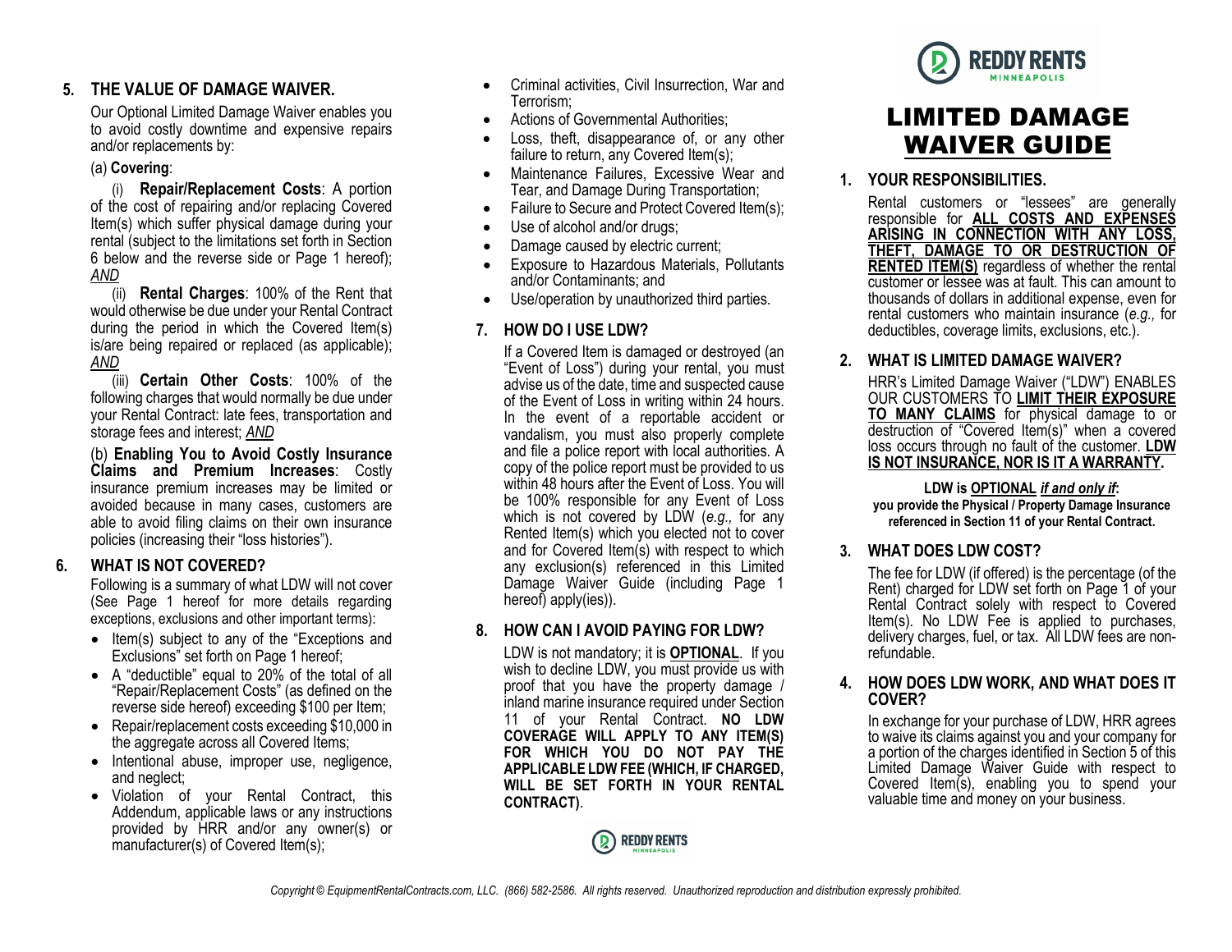# LIMITED DAMAGE WAIVER GUIDE

## 1. YOUR RESPONSIBILITIES.

Rental customers or "lessees" are generally responsible for **ALL COSTS AND EXPENSES ARISING IN CONNECTION WITH ANY LOSS, THEFT, DAMAGE TO OR DESTRUCTION OF RENTED ITEM(S)** regardless of whether the rental customer or lessee was at fault. This can amount to thousands of dollars in additional expense, even for rental customers who maintain insurance (*e.g.,* for deductibles, coverage limits, exclusions, etc.).

## 2. WHAT IS LIMITED DAMAGE WAIVER?

HRR's Limited Damage Waiver ("LDW") ENABLES OUR CUSTOMERS TO **LIMIT THEIR EXPOSURE TO MANY CLAIMS** for physical damage to or destruction of "Covered Item(s)" when a covered loss occurs through no fault of the customer. **LDW IS NOT INSURANCE, NOR IS IT A WARRANTY.**

**LDW is OPTIONAL *if and only if*: you provide the Physical / Property Damage Insurance referenced in Section 11 of your Rental Contract.**

## 3. WHAT DOES LDW COST?

The fee for LDW (if offered) is the percentage (of the Rent) charged for LDW set forth on Page 1 of your Rental Contract solely with respect to Covered Item(s). No LDW Fee is applied to purchases, delivery charges, fuel, or tax. All LDW fees are non-refundable.

## 4. HOW DOES LDW WORK, AND WHAT DOES IT COVER?

In exchange for your purchase of LDW, HRR agrees to waive its claims against you and your company for a portion of the charges identified in Section 5 of this Limited Damage Waiver Guide with respect to Covered Item(s), enabling you to spend your valuable time and money on your business.

## 5. THE VALUE OF DAMAGE WAIVER.

Our Optional Limited Damage Waiver enables you to avoid costly downtime and expensive repairs and/or replacements by:

(a) **Covering**:

(i) **Repair/Replacement Costs**: A portion of the cost of repairing and/or replacing Covered Item(s) which suffer physical damage during your rental (subject to the limitations set forth in Section 6 below and the reverse side or Page 1 hereof); ***AND***

(ii) **Rental Charges**: 100% of the Rent that would otherwise be due under your Rental Contract during the period in which the Covered Item(s) is/are being repaired or replaced (as applicable); ***AND***

(iii) **Certain Other Costs**: 100% of the following charges that would normally be due under your Rental Contract: late fees, transportation and storage fees and interest; ***AND***

(b) **Enabling You to Avoid Costly Insurance Claims and Premium Increases**: Costly insurance premium increases may be limited or avoided because in many cases, customers are able to avoid filing claims on their own insurance policies (increasing their "loss histories").

## 6. WHAT IS NOT COVERED?

Following is a summary of what LDW will not cover (See Page 1 hereof for more details regarding exceptions, exclusions and other important terms):

- Item(s) subject to any of the "Exceptions and Exclusions" set forth on Page 1 hereof;
- A "deductible" equal to 20% of the total of all "Repair/Replacement Costs" (as defined on the reverse side hereof) exceeding $100 per Item;
- Repair/replacement costs exceeding $10,000 in the aggregate across all Covered Items;
- Intentional abuse, improper use, negligence, and neglect;
- Violation of your Rental Contract, this Addendum, applicable laws or any instructions provided by HRR and/or any owner(s) or manufacturer(s) of Covered Item(s);
- Criminal activities, Civil Insurrection, War and Terrorism;
- Actions of Governmental Authorities;
- Loss, theft, disappearance of, or any other failure to return, any Covered Item(s);
- Maintenance Failures, Excessive Wear and Tear, and Damage During Transportation;
- Failure to Secure and Protect Covered Item(s);
- Use of alcohol and/or drugs;
- Damage caused by electric current;
- Exposure to Hazardous Materials, Pollutants and/or Contaminants; and
- Use/operation by unauthorized third parties.

## 7. HOW DO I USE LDW?

If a Covered Item is damaged or destroyed (an "Event of Loss") during your rental, you must advise us of the date, time and suspected cause of the Event of Loss in writing within 24 hours. In the event of a reportable accident or vandalism, you must also properly complete and file a police report with local authorities. A copy of the police report must be provided to us within 48 hours after the Event of Loss. You will be 100% responsible for any Event of Loss which is not covered by LDW (*e.g.,* for any Rented Item(s) which you elected not to cover and for Covered Item(s) with respect to which any exclusion(s) referenced in this Limited Damage Waiver Guide (including Page 1 hereof) apply(ies)).

## 8. HOW CAN I AVOID PAYING FOR LDW?

LDW is not mandatory; it is **OPTIONAL**. If you wish to decline LDW, you must provide us with proof that you have the property damage / inland marine insurance required under Section 11 of your Rental Contract. **NO LDW COVERAGE WILL APPLY TO ANY ITEM(S) FOR WHICH YOU DO NOT PAY THE APPLICABLE LDW FEE (WHICH, IF CHARGED, WILL BE SET FORTH IN YOUR RENTAL CONTRACT)**.

*Copyright © EquipmentRentalContracts.com, LLC. (866) 582-2586. All rights reserved. Unauthorized reproduction and distribution expressly prohibited.*